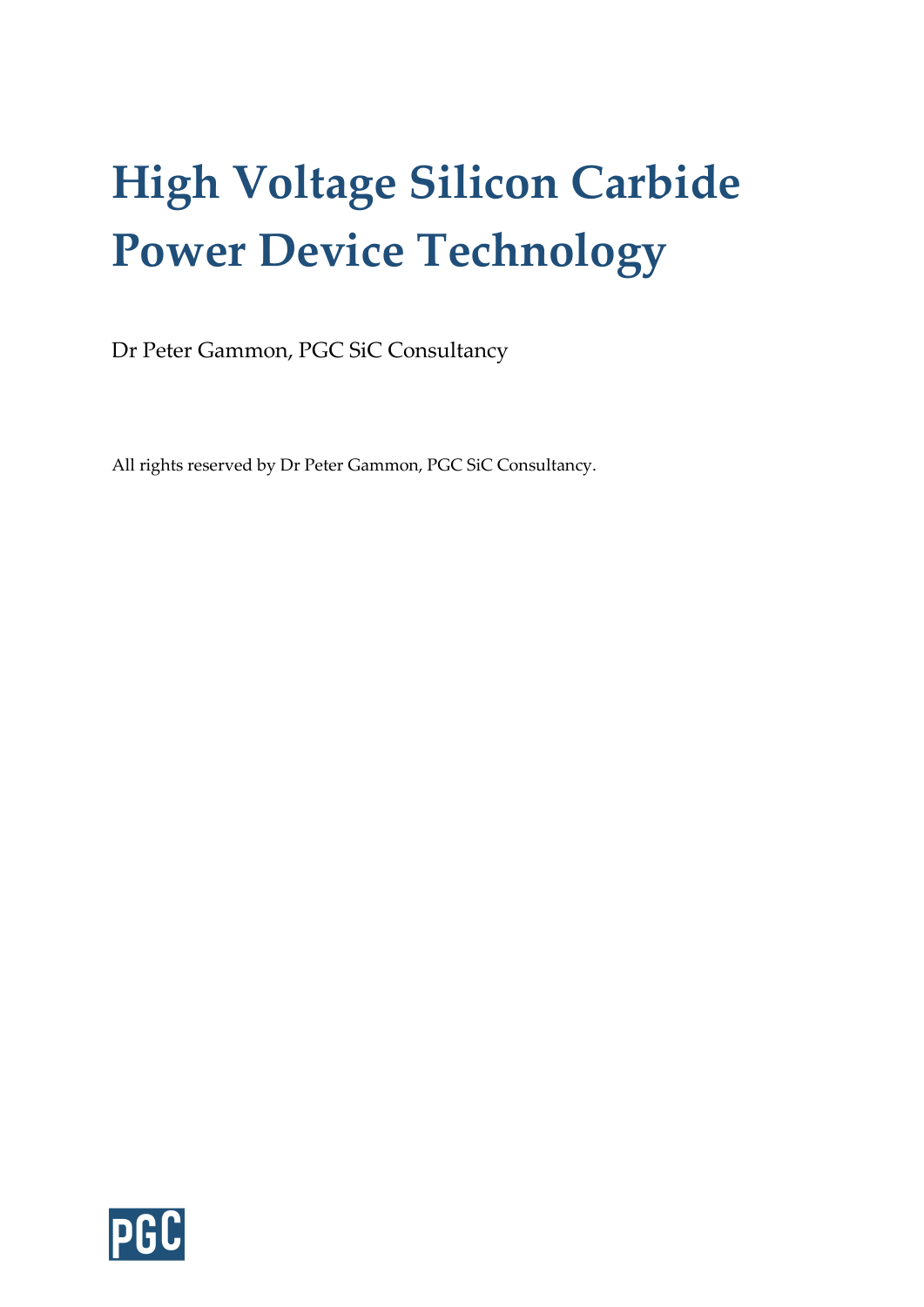# High Voltage Silicon Carbide Power Device Technology

Dr Peter Gammon, PGC SiC Consultancy

All rights reserved by Dr Peter Gammon, PGC SiC Consultancy.

PGC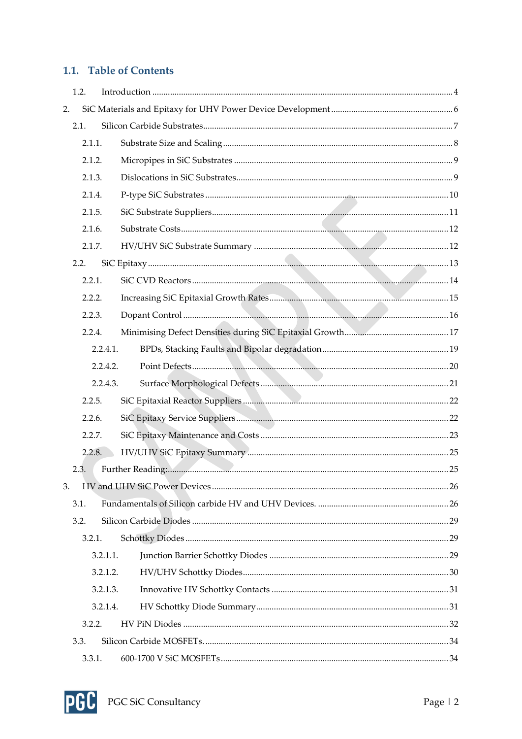## 1.1. Table of Contents

1.2. Introduction ........ 4

2. SiC Materials and Epitaxy for UHV Power Device Development ........ 6

2.1. Silicon Carbide Substrates ........ 7

2.1.1. Substrate Size and Scaling ........ 8

2.1.2. Micropipes in SiC Substrates ........ 9

2.1.3. Dislocations in SiC Substrates ........ 9

2.1.4. P-type SiC Substrates ........ 10

2.1.5. SiC Substrate Suppliers ........ 11

2.1.6. Substrate Costs ........ 12

2.1.7. HV/UHV SiC Substrate Summary ........ 12

2.2. SiC Epitaxy ........ 13

2.2.1. SiC CVD Reactors ........ 14

2.2.2. Increasing SiC Epitaxial Growth Rates ........ 15

2.2.3. Dopant Control ........ 16

2.2.4. Minimising Defect Densities during SiC Epitaxial Growth ........ 17

2.2.4.1. BPDs, Stacking Faults and Bipolar degradation ........ 19

2.2.4.2. Point Defects ........ 20

2.2.4.3. Surface Morphological Defects ........ 21

2.2.5. SiC Epitaxial Reactor Suppliers ........ 22

2.2.6. SiC Epitaxy Service Suppliers ........ 22

2.2.7. SiC Epitaxy Maintenance and Costs ........ 23

2.2.8. HV/UHV SiC Epitaxy Summary ........ 25

2.3. Further Reading: ........ 25

3. HV and UHV SiC Power Devices ........ 26

3.1. Fundamentals of Silicon carbide HV and UHV Devices. ........ 26

3.2. Silicon Carbide Diodes ........ 29

3.2.1. Schottky Diodes ........ 29

3.2.1.1. Junction Barrier Schottky Diodes ........ 29

3.2.1.2. HV/UHV Schottky Diodes ........ 30

3.2.1.3. Innovative HV Schottky Contacts ........ 31

3.2.1.4. HV Schottky Diode Summary ........ 31

3.2.2. HV PiN Diodes ........ 32

3.3. Silicon Carbide MOSFETs. ........ 34

3.3.1. 600-1700 V SiC MOSFETs ........ 34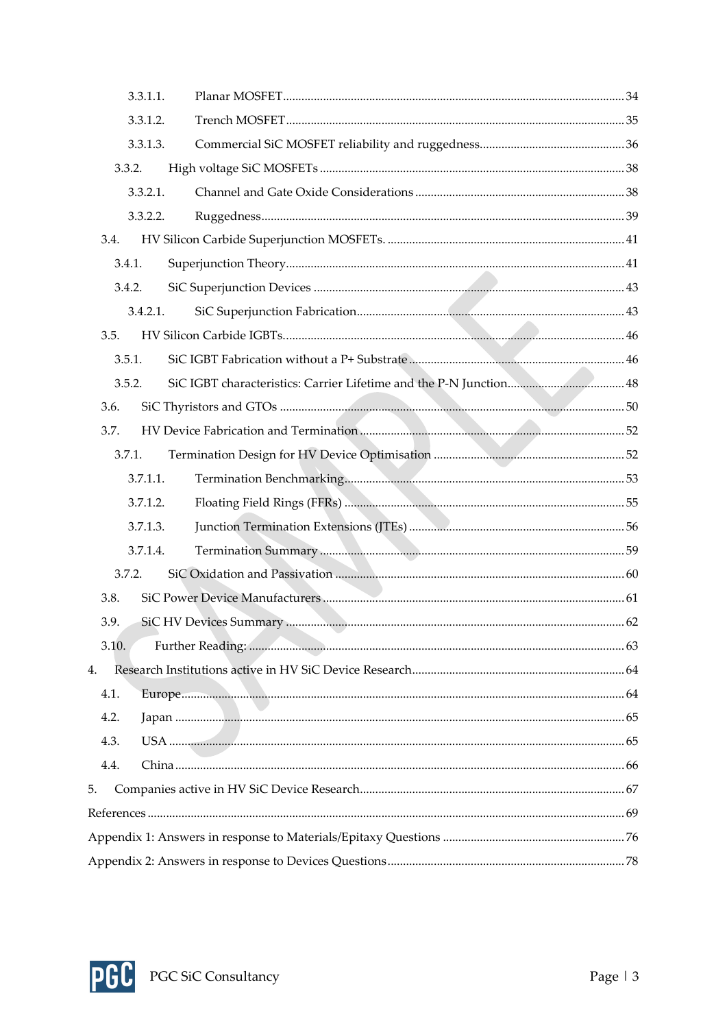- 3.3.1.1. Planar MOSFET ..... 34
- 3.3.1.2. Trench MOSFET ..... 35
- 3.3.1.3. Commercial SiC MOSFET reliability and ruggedness ..... 36
- 3.3.2. High voltage SiC MOSFETs ..... 38
- 3.3.2.1. Channel and Gate Oxide Considerations ..... 38
- 3.3.2.2. Ruggedness ..... 39
- 3.4. HV Silicon Carbide Superjunction MOSFETs. ..... 41
- 3.4.1. Superjunction Theory ..... 41
- 3.4.2. SiC Superjunction Devices ..... 43
- 3.4.2.1. SiC Superjunction Fabrication ..... 43
- 3.5. HV Silicon Carbide IGBTs ..... 46
- 3.5.1. SiC IGBT Fabrication without a P+ Substrate ..... 46
- 3.5.2. SiC IGBT characteristics: Carrier Lifetime and the P-N Junction ..... 48
- 3.6. SiC Thyristors and GTOs ..... 50
- 3.7. HV Device Fabrication and Termination ..... 52
- 3.7.1. Termination Design for HV Device Optimisation ..... 52
- 3.7.1.1. Termination Benchmarking ..... 53
- 3.7.1.2. Floating Field Rings (FFRs) ..... 55
- 3.7.1.3. Junction Termination Extensions (JTEs) ..... 56
- 3.7.1.4. Termination Summary ..... 59
- 3.7.2. SiC Oxidation and Passivation ..... 60
- 3.8. SiC Power Device Manufacturers ..... 61
- 3.9. SiC HV Devices Summary ..... 62
- 3.10. Further Reading: ..... 63
- 4. Research Institutions active in HV SiC Device Research ..... 64
- 4.1. Europe ..... 64
- 4.2. Japan ..... 65
- 4.3. USA ..... 65
- 4.4. China ..... 66
- 5. Companies active in HV SiC Device Research ..... 67
- References ..... 69
- Appendix 1: Answers in response to Materials/Epitaxy Questions ..... 76
- Appendix 2: Answers in response to Devices Questions ..... 78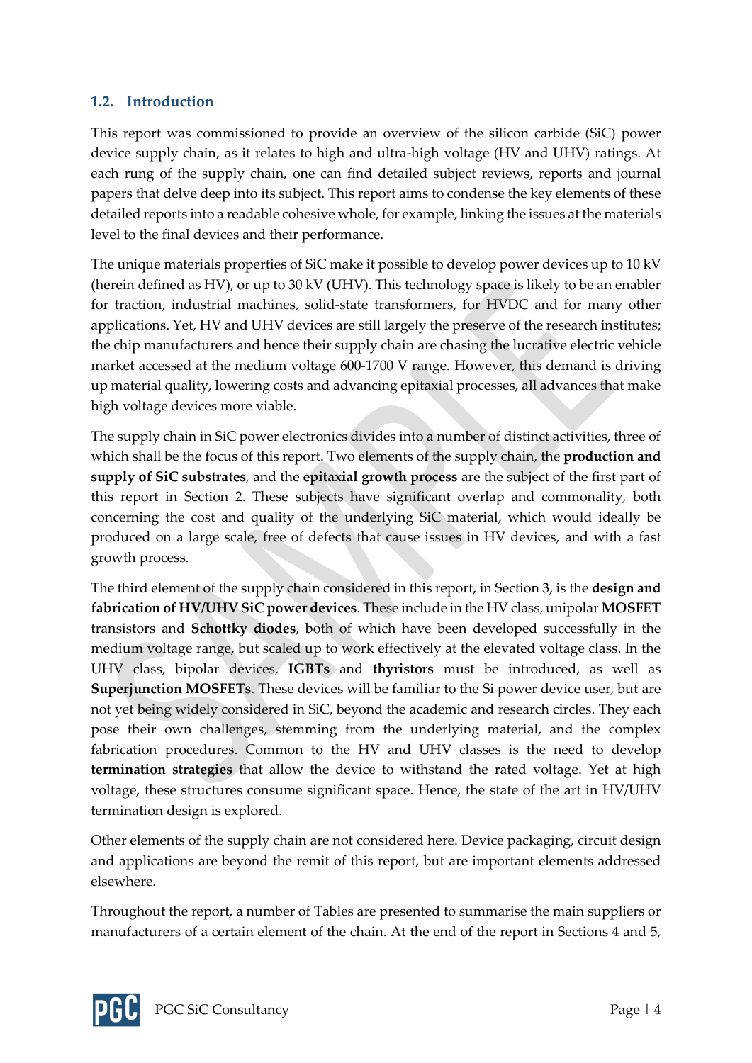## 1.2. Introduction

This report was commissioned to provide an overview of the silicon carbide (SiC) power device supply chain, as it relates to high and ultra-high voltage (HV and UHV) ratings. At each rung of the supply chain, one can find detailed subject reviews, reports and journal papers that delve deep into its subject. This report aims to condense the key elements of these detailed reports into a readable cohesive whole, for example, linking the issues at the materials level to the final devices and their performance.

The unique materials properties of SiC make it possible to develop power devices up to 10 kV (herein defined as HV), or up to 30 kV (UHV). This technology space is likely to be an enabler for traction, industrial machines, solid-state transformers, for HVDC and for many other applications. Yet, HV and UHV devices are still largely the preserve of the research institutes; the chip manufacturers and hence their supply chain are chasing the lucrative electric vehicle market accessed at the medium voltage 600-1700 V range. However, this demand is driving up material quality, lowering costs and advancing epitaxial processes, all advances that make high voltage devices more viable.

The supply chain in SiC power electronics divides into a number of distinct activities, three of which shall be the focus of this report. Two elements of the supply chain, the **production and supply of SiC substrates**, and the **epitaxial growth process** are the subject of the first part of this report in Section 2. These subjects have significant overlap and commonality, both concerning the cost and quality of the underlying SiC material, which would ideally be produced on a large scale, free of defects that cause issues in HV devices, and with a fast growth process.

The third element of the supply chain considered in this report, in Section 3, is the **design and fabrication of HV/UHV SiC power devices**. These include in the HV class, unipolar **MOSFET** transistors and **Schottky diodes**, both of which have been developed successfully in the medium voltage range, but scaled up to work effectively at the elevated voltage class. In the UHV class, bipolar devices, **IGBTs** and **thyristors** must be introduced, as well as **Superjunction MOSFETs**. These devices will be familiar to the Si power device user, but are not yet being widely considered in SiC, beyond the academic and research circles. They each pose their own challenges, stemming from the underlying material, and the complex fabrication procedures. Common to the HV and UHV classes is the need to develop **termination strategies** that allow the device to withstand the rated voltage. Yet at high voltage, these structures consume significant space. Hence, the state of the art in HV/UHV termination design is explored.

Other elements of the supply chain are not considered here. Device packaging, circuit design and applications are beyond the remit of this report, but are important elements addressed elsewhere.

Throughout the report, a number of Tables are presented to summarise the main suppliers or manufacturers of a certain element of the chain. At the end of the report in Sections 4 and 5,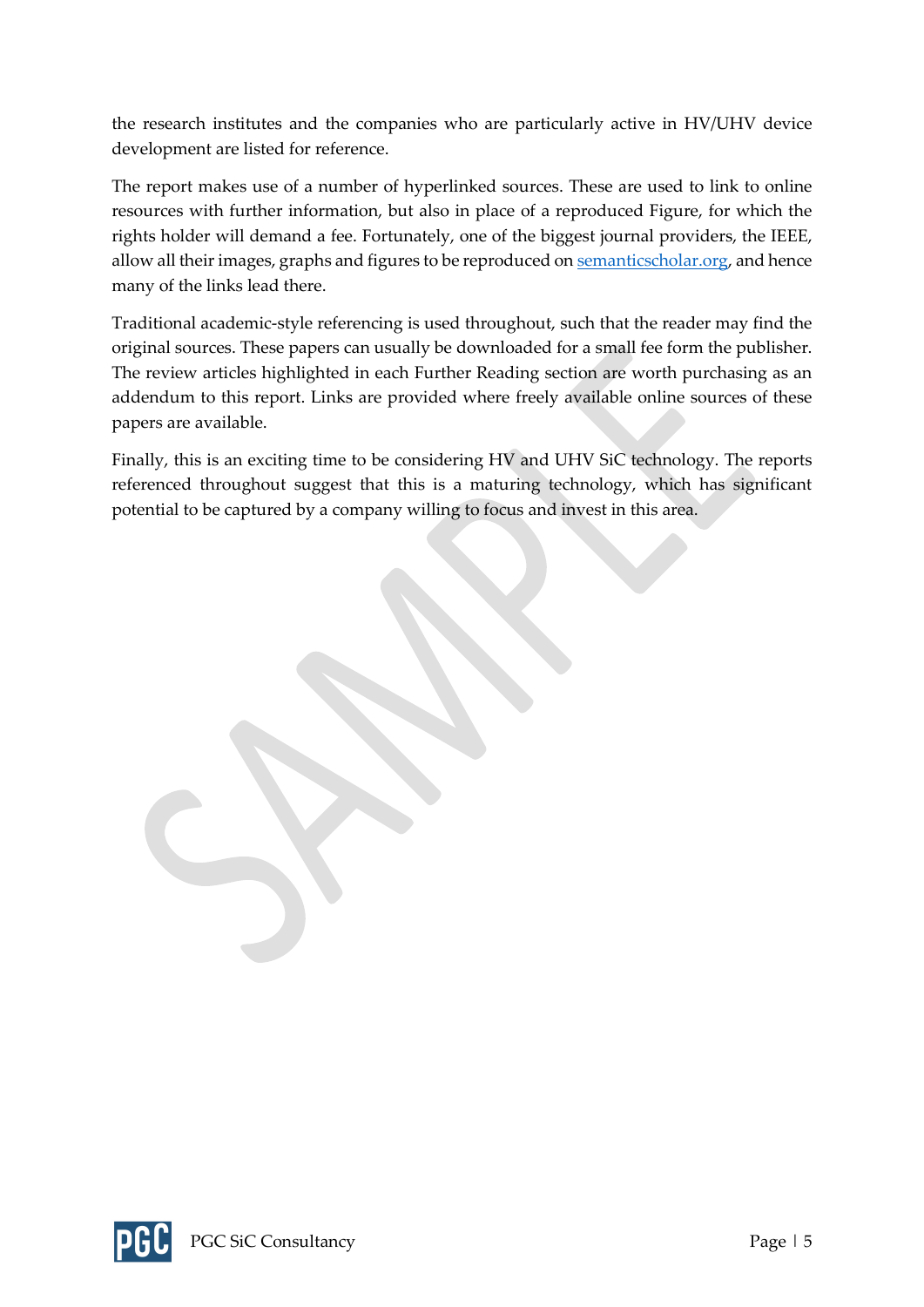the research institutes and the companies who are particularly active in HV/UHV device development are listed for reference.

The report makes use of a number of hyperlinked sources. These are used to link to online resources with further information, but also in place of a reproduced Figure, for which the rights holder will demand a fee. Fortunately, one of the biggest journal providers, the IEEE, allow all their images, graphs and figures to be reproduced on semanticscholar.org, and hence many of the links lead there.

Traditional academic-style referencing is used throughout, such that the reader may find the original sources. These papers can usually be downloaded for a small fee form the publisher. The review articles highlighted in each Further Reading section are worth purchasing as an addendum to this report. Links are provided where freely available online sources of these papers are available.

Finally, this is an exciting time to be considering HV and UHV SiC technology. The reports referenced throughout suggest that this is a maturing technology, which has significant potential to be captured by a company willing to focus and invest in this area.